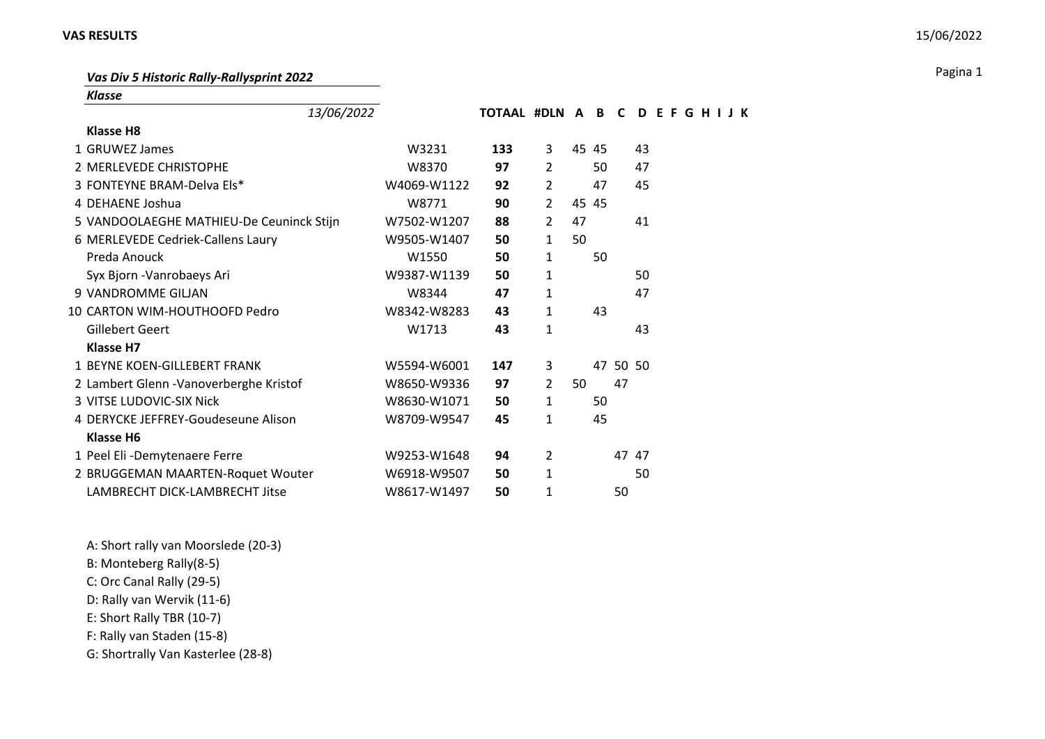***Vas Div 5 Historic Rally-Rallysprint 2022***

***Klasse***

| | *13/06/2022* | | TOTAAL | #DLN | A | B | C | D | E | F | G | H | I | J | K |
|---|---|---|---|---|---|---|---|---|---|---|---|---|---|---|---|
| | **Klasse H8** | | | | | | | | | | | | | | |
| 1 | GRUWEZ James | W3231 | **133** | 3 | 45 | 45 | | 43 | | | | | | | |
| 2 | MERLEVEDE CHRISTOPHE | W8370 | **97** | 2 | | 50 | | 47 | | | | | | | |
| 3 | FONTEYNE BRAM-Delva Els* | W4069-W1122 | **92** | 2 | | 47 | | 45 | | | | | | | |
| 4 | DEHAENE Joshua | W8771 | **90** | 2 | 45 | 45 | | | | | | | | | |
| 5 | VANDOOLAEGHE MATHIEU-De Ceuninck Stijn | W7502-W1207 | **88** | 2 | 47 | | | 41 | | | | | | | |
| 6 | MERLEVEDE Cedriek-Callens Laury | W9505-W1407 | **50** | 1 | 50 | | | | | | | | | | |
| | Preda Anouck | W1550 | **50** | 1 | | 50 | | | | | | | | | |
| | Syx Bjorn -Vanrobaeys Ari | W9387-W1139 | **50** | 1 | | | | 50 | | | | | | | |
| 9 | VANDROMME GILJAN | W8344 | **47** | 1 | | | | 47 | | | | | | | |
| 10 | CARTON WIM-HOUTHOOFD Pedro | W8342-W8283 | **43** | 1 | | 43 | | | | | | | | | |
| | Gillebert Geert | W1713 | **43** | 1 | | | | 43 | | | | | | | |
| | **Klasse H7** | | | | | | | | | | | | | | |
| 1 | BEYNE KOEN-GILLEBERT FRANK | W5594-W6001 | **147** | 3 | | 47 | 50 | 50 | | | | | | | |
| 2 | Lambert Glenn -Vanoverberghe Kristof | W8650-W9336 | **97** | 2 | 50 | | 47 | | | | | | | | |
| 3 | VITSE LUDOVIC-SIX Nick | W8630-W1071 | **50** | 1 | | 50 | | | | | | | | | |
| 4 | DERYCKE JEFFREY-Goudeseune Alison | W8709-W9547 | **45** | 1 | | 45 | | | | | | | | | |
| | **Klasse H6** | | | | | | | | | | | | | | |
| 1 | Peel Eli -Demytenaere Ferre | W9253-W1648 | **94** | 2 | | | 47 | 47 | | | | | | | |
| 2 | BRUGGEMAN MAARTEN-Roquet Wouter | W6918-W9507 | **50** | 1 | | | | 50 | | | | | | | |
| | LAMBRECHT DICK-LAMBRECHT Jitse | W8617-W1497 | **50** | 1 | | | 50 | | | | | | | | |

A: Short rally van Moorslede (20-3)
B: Monteberg Rally(8-5)
C: Orc Canal Rally (29-5)
D: Rally van Wervik (11-6)
E: Short Rally TBR (10-7)
F: Rally van Staden (15-8)
G: Shortrally Van Kasterlee (28-8)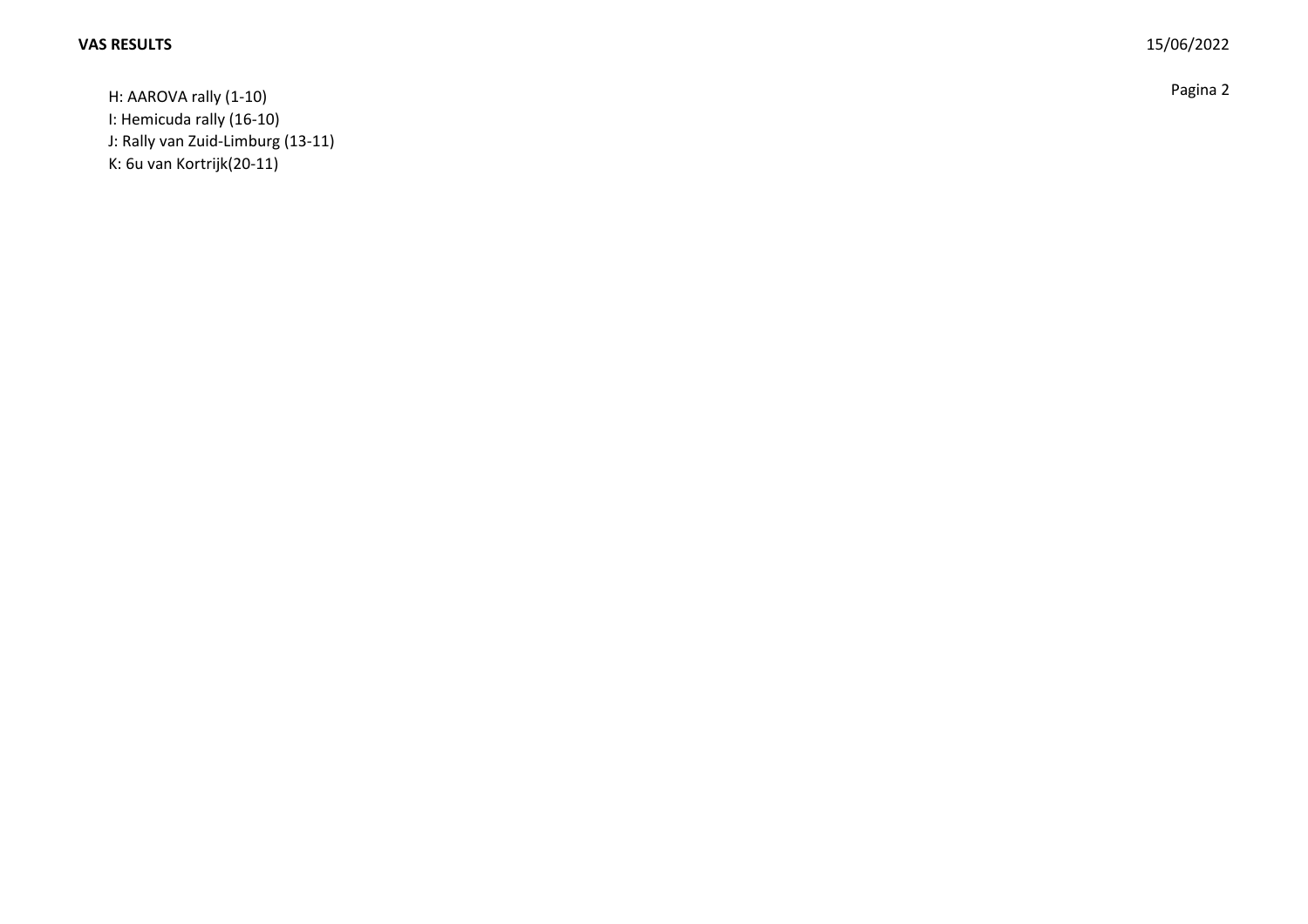H: AAROVA rally (1-10)
I: Hemicuda rally (16-10)
J: Rally van Zuid-Limburg (13-11)
K: 6u van Kortrijk(20-11)